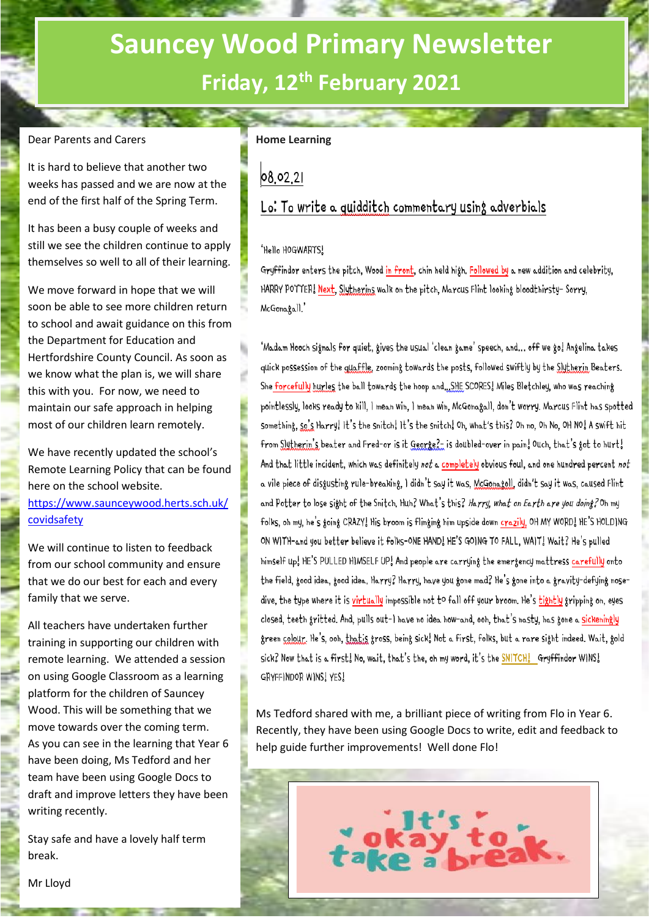# Sauncey Wood Primary Newsletter

## Friday, 12th February 2021

Dear Parents and Carers

It is hard to believe that another two weeks has passed and we are now at the end of the first half of the Spring Term.

It has been a busy couple of weeks and still we see the children continue to apply themselves so well to all of their learning.

We move forward in hope that we will soon be able to see more children return to school and await guidance on this from the Department for Education and Hertfordshire County Council. As soon as we know what the plan is, we will share this with you. For now, we need to maintain our safe approach in helping most of our children learn remotely.

We have recently updated the school's Remote Learning Policy that can be found here on the school website. [https://www.saunceywood.herts.sch.uk/covidsafety](https://www.saunceywood.herts.sch.uk/covidsafety)

We will continue to listen to feedback from our school community and ensure that we do our best for each and every family that we serve.

All teachers have undertaken further training in supporting our children with remote learning. We attended a session on using Google Classroom as a learning platform for the children of Sauncey Wood. This will be something that we move towards over the coming term. As you can see in the learning that Year 6 have been doing, Ms Tedford and her team have been using Google Docs to draft and improve letters they have been writing recently.

Stay safe and have a lovely half term break.

Mr Lloyd

**Home Learning**

08.02.21

Lo: To write a quidditch commentary using adverbials

'Hello HOGWARTS!

Gryffindor enters the pitch, Wood in front, chin held high. Followed by a new addition and celebrity, HARRY POTTER! Next, Slytherins walk on the pitch, Marcus Flint looking bloodthirsty- Sorry, McGonagall.'

'Madam Hooch signals for quiet, gives the usual 'clean game' speech, and... off we go! Angelina takes quick possession of the quaffle, zooming towards the posts, followed swiftly by the Slytherin Beaters. She forcefully hurles the ball towards the hoop and...SHE SCORES! Miles Bletchley, who was reaching pointlessly, looks ready to kill, I mean win, I mean win, McGonagall, don't worry. Marcus Flint has spotted something, so's Harry! It's the snitch! It's the snitch! Oh, what's this? Oh no, Oh No, OH NO! A swift hit from Slytherin's beater and Fred-or is it George?- is doubled-over in pain! Ouch, that's got to hurt! And that little incident, which was definitely *not* a completely obvious foul, and one hundred percent *not* a vile piece of disgusting rule-breaking, I didn't say it was, McGonagoll, didn't say it was, caused Flint and Potter to lose sight of the Snitch. Huh? What's this? *Harry, what on Earth are you doing?* Oh my folks, oh my, he's going CRAZY! His broom is flinging him upside down crazily, OH MY WORD! HE'S HOLDING ON WITH-and you better believe it folks-ONE HAND! HE'S GOING TO FALL, WAIT! Wait? He's pulled himself up! HE'S PULLED HIMSELF UP! And people are carrying the emergency mattress carefully onto the field, good idea, good idea. Harry? Harry, have you gone mad? He's gone into a gravity-defying nose-dive, the type where it is virtually impossible not to fall off your broom. He's tightly gripping on, eyes closed, teeth gritted. And, pulls out-I have no idea how-and, ooh, that's nasty, has gone a sickeningly green colour. He's, ooh, that is gross, being sick! Not a first, folks, but a rare sight indeed. Wait, gold sick? Now that is a first! No, wait, that's the, oh my word, it's the SNITCH! Gryffindor WINS! GRYFFINDOR WINS! YES!

Ms Tedford shared with me, a brilliant piece of writing from Flo in Year 6. Recently, they have been using Google Docs to write, edit and feedback to help guide further improvements! Well done Flo!

It's okay to take a break.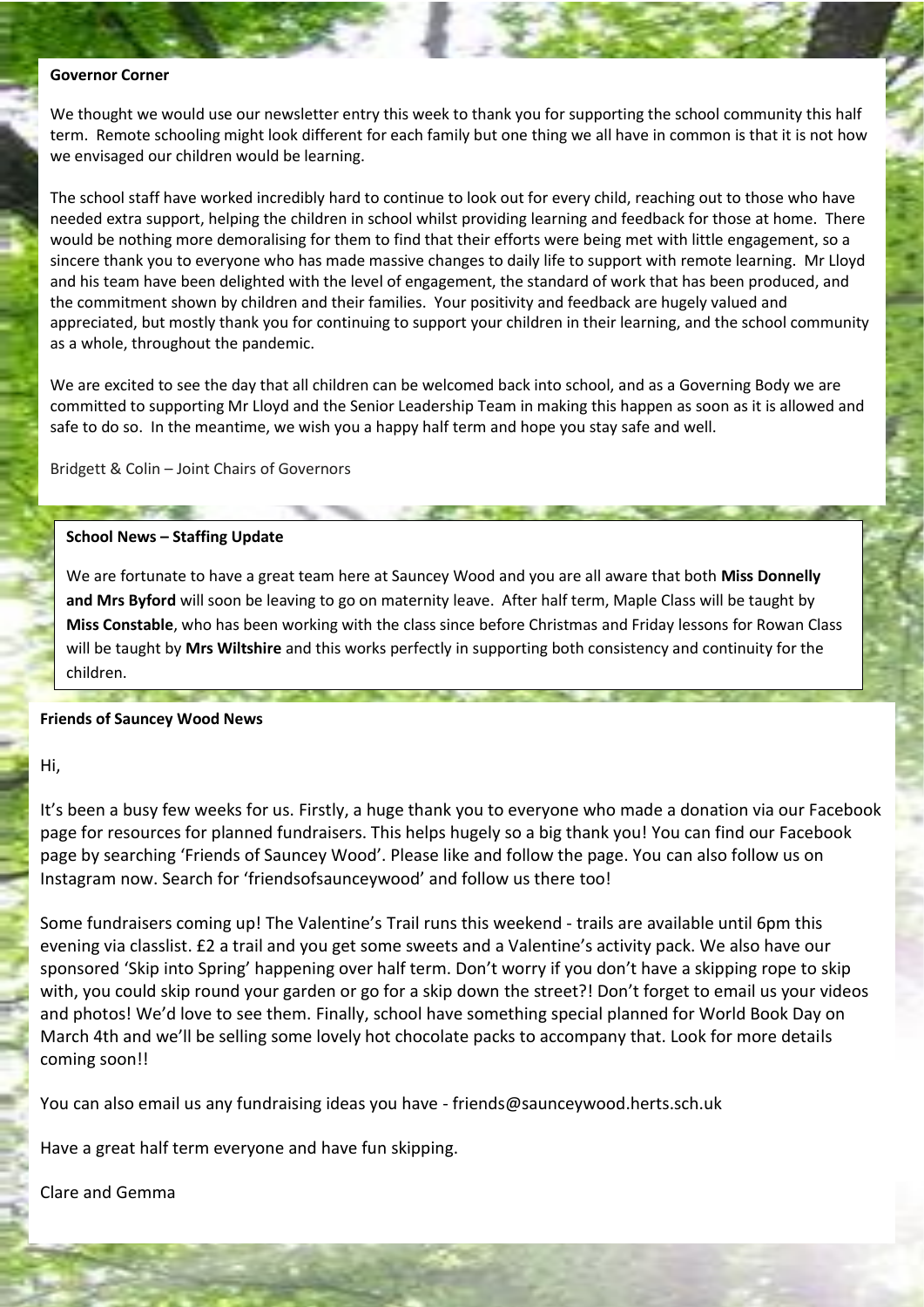**Governor Corner**

We thought we would use our newsletter entry this week to thank you for supporting the school community this half term. Remote schooling might look different for each family but one thing we all have in common is that it is not how we envisaged our children would be learning.

The school staff have worked incredibly hard to continue to look out for every child, reaching out to those who have needed extra support, helping the children in school whilst providing learning and feedback for those at home. There would be nothing more demoralising for them to find that their efforts were being met with little engagement, so a sincere thank you to everyone who has made massive changes to daily life to support with remote learning. Mr Lloyd and his team have been delighted with the level of engagement, the standard of work that has been produced, and the commitment shown by children and their families. Your positivity and feedback are hugely valued and appreciated, but mostly thank you for continuing to support your children in their learning, and the school community as a whole, throughout the pandemic.

We are excited to see the day that all children can be welcomed back into school, and as a Governing Body we are committed to supporting Mr Lloyd and the Senior Leadership Team in making this happen as soon as it is allowed and safe to do so. In the meantime, we wish you a happy half term and hope you stay safe and well.

Bridgett & Colin – Joint Chairs of Governors

**School News – Staffing Update**

We are fortunate to have a great team here at Sauncey Wood and you are all aware that both **Miss Donnelly and Mrs Byford** will soon be leaving to go on maternity leave. After half term, Maple Class will be taught by **Miss Constable**, who has been working with the class since before Christmas and Friday lessons for Rowan Class will be taught by **Mrs Wiltshire** and this works perfectly in supporting both consistency and continuity for the children.

**Friends of Sauncey Wood News**

Hi,

It's been a busy few weeks for us. Firstly, a huge thank you to everyone who made a donation via our Facebook page for resources for planned fundraisers. This helps hugely so a big thank you! You can find our Facebook page by searching 'Friends of Sauncey Wood'. Please like and follow the page. You can also follow us on Instagram now. Search for 'friendsofsaunceywood' and follow us there too!

Some fundraisers coming up! The Valentine's Trail runs this weekend - trails are available until 6pm this evening via classlist. £2 a trail and you get some sweets and a Valentine's activity pack. We also have our sponsored 'Skip into Spring' happening over half term. Don't worry if you don't have a skipping rope to skip with, you could skip round your garden or go for a skip down the street?! Don't forget to email us your videos and photos! We'd love to see them. Finally, school have something special planned for World Book Day on March 4th and we'll be selling some lovely hot chocolate packs to accompany that. Look for more details coming soon!!

You can also email us any fundraising ideas you have - friends@saunceywood.herts.sch.uk

Have a great half term everyone and have fun skipping.

Clare and Gemma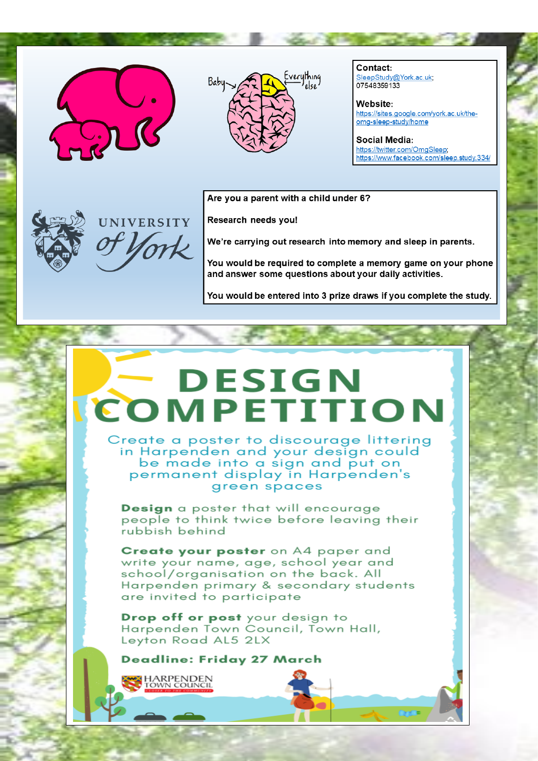Baby

Everything else

**Contact:**
SleepStudy@York.ac.uk;
07548359133

**Website:**
https://sites.google.com/york.ac.uk/the-omg-sleep-study/home

**Social Media:**
https://twitter.com/OmgSleep;
https://www.facebook.com/sleep.study.334/

UNIVERSITY of York

**Are you a parent with a child under 6?**

**Research needs you!**

**We're carrying out research into memory and sleep in parents.**

**You would be required to complete a memory game on your phone and answer some questions about your daily activities.**

**You would be entered into 3 prize draws if you complete the study.**

# DESIGN COMPETITION

Create a poster to discourage littering in Harpenden and your design could be made into a sign and put on permanent display in Harpenden's green spaces

**Design** a poster that will encourage people to think twice before leaving their rubbish behind

**Create your poster** on A4 paper and write your name, age, school year and school/organisation on the back. All Harpenden primary & secondary students are invited to participate

**Drop off or post** your design to Harpenden Town Council, Town Hall, Leyton Road AL5 2LX

**Deadline: Friday 27 March**

HARPENDEN TOWN COUNCIL